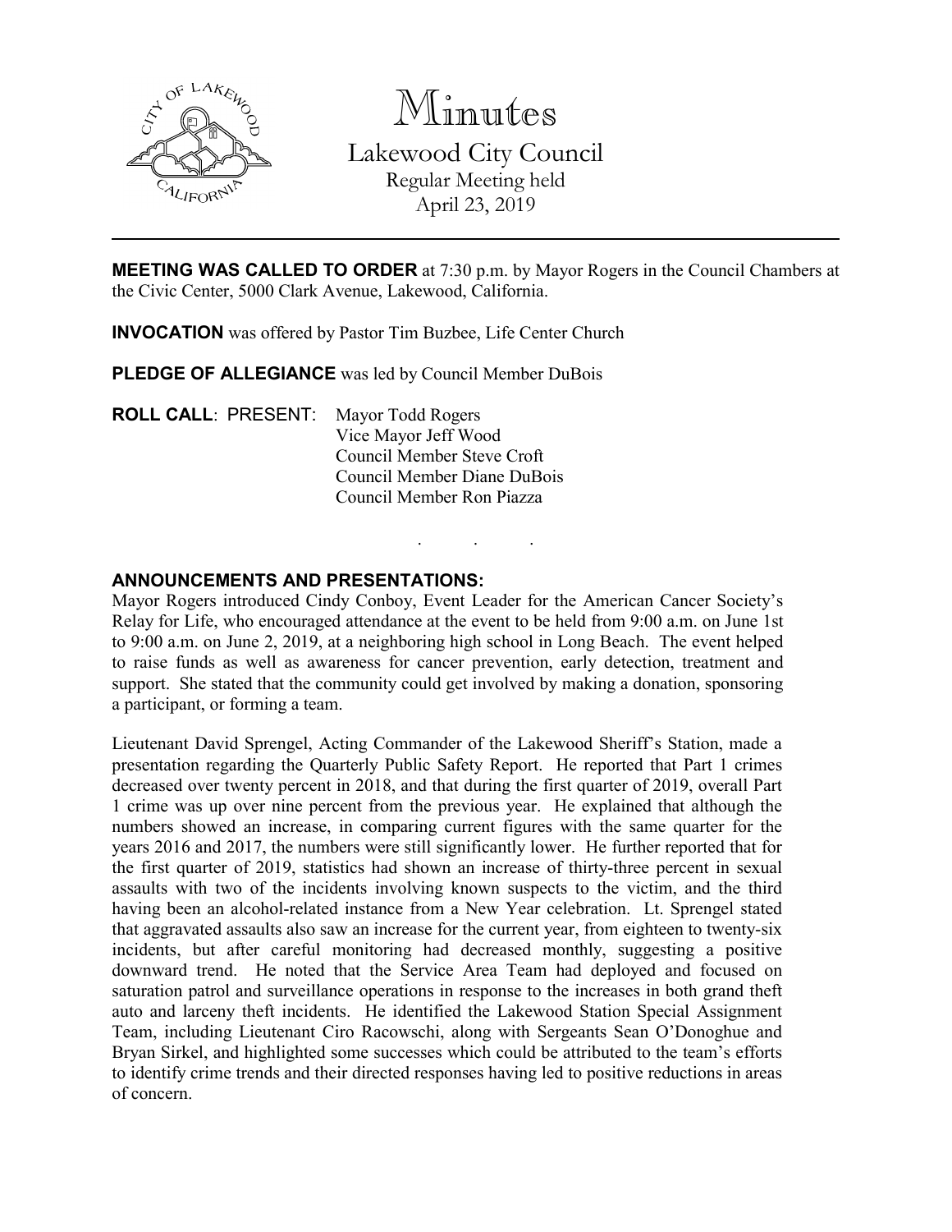# Minutes

## Lakewood City Council

Regular Meeting held
April 23, 2019

---

**MEETING WAS CALLED TO ORDER** at 7:30 p.m. by Mayor Rogers in the Council Chambers at the Civic Center, 5000 Clark Avenue, Lakewood, California.

**INVOCATION** was offered by Pastor Tim Buzbee, Life Center Church

**PLEDGE OF ALLEGIANCE** was led by Council Member DuBois

**ROLL CALL**: PRESENT: Mayor Todd Rogers
Vice Mayor Jeff Wood
Council Member Steve Croft
Council Member Diane DuBois
Council Member Ron Piazza

. . .

**ANNOUNCEMENTS AND PRESENTATIONS:**

Mayor Rogers introduced Cindy Conboy, Event Leader for the American Cancer Society's Relay for Life, who encouraged attendance at the event to be held from 9:00 a.m. on June 1st to 9:00 a.m. on June 2, 2019, at a neighboring high school in Long Beach. The event helped to raise funds as well as awareness for cancer prevention, early detection, treatment and support. She stated that the community could get involved by making a donation, sponsoring a participant, or forming a team.

Lieutenant David Sprengel, Acting Commander of the Lakewood Sheriff's Station, made a presentation regarding the Quarterly Public Safety Report. He reported that Part 1 crimes decreased over twenty percent in 2018, and that during the first quarter of 2019, overall Part 1 crime was up over nine percent from the previous year. He explained that although the numbers showed an increase, in comparing current figures with the same quarter for the years 2016 and 2017, the numbers were still significantly lower. He further reported that for the first quarter of 2019, statistics had shown an increase of thirty-three percent in sexual assaults with two of the incidents involving known suspects to the victim, and the third having been an alcohol-related instance from a New Year celebration. Lt. Sprengel stated that aggravated assaults also saw an increase for the current year, from eighteen to twenty-six incidents, but after careful monitoring had decreased monthly, suggesting a positive downward trend. He noted that the Service Area Team had deployed and focused on saturation patrol and surveillance operations in response to the increases in both grand theft auto and larceny theft incidents. He identified the Lakewood Station Special Assignment Team, including Lieutenant Ciro Racowschi, along with Sergeants Sean O'Donoghue and Bryan Sirkel, and highlighted some successes which could be attributed to the team's efforts to identify crime trends and their directed responses having led to positive reductions in areas of concern.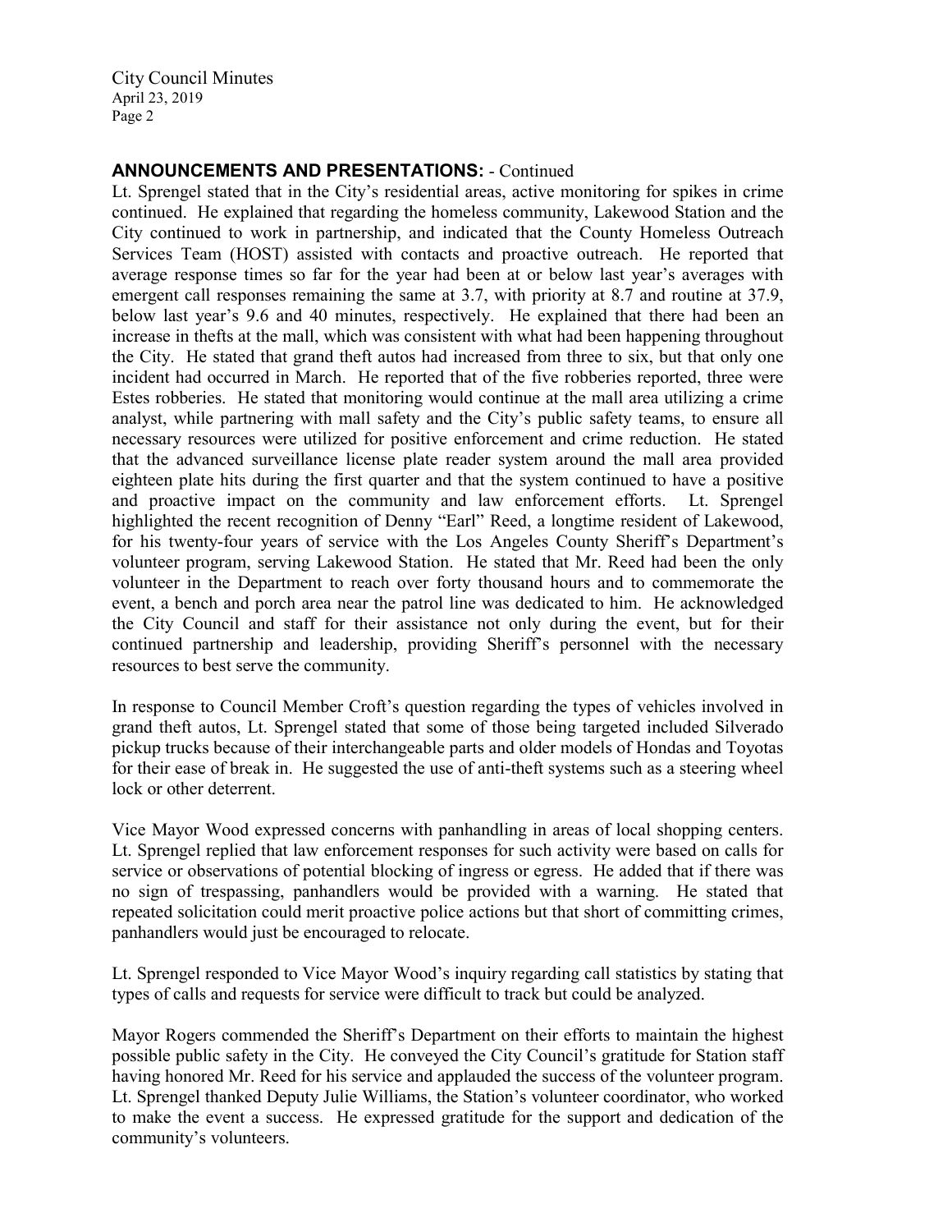**ANNOUNCEMENTS AND PRESENTATIONS:** - Continued

Lt. Sprengel stated that in the City's residential areas, active monitoring for spikes in crime continued. He explained that regarding the homeless community, Lakewood Station and the City continued to work in partnership, and indicated that the County Homeless Outreach Services Team (HOST) assisted with contacts and proactive outreach. He reported that average response times so far for the year had been at or below last year's averages with emergent call responses remaining the same at 3.7, with priority at 8.7 and routine at 37.9, below last year's 9.6 and 40 minutes, respectively. He explained that there had been an increase in thefts at the mall, which was consistent with what had been happening throughout the City. He stated that grand theft autos had increased from three to six, but that only one incident had occurred in March. He reported that of the five robberies reported, three were Estes robberies. He stated that monitoring would continue at the mall area utilizing a crime analyst, while partnering with mall safety and the City's public safety teams, to ensure all necessary resources were utilized for positive enforcement and crime reduction. He stated that the advanced surveillance license plate reader system around the mall area provided eighteen plate hits during the first quarter and that the system continued to have a positive and proactive impact on the community and law enforcement efforts. Lt. Sprengel highlighted the recent recognition of Denny "Earl" Reed, a longtime resident of Lakewood, for his twenty-four years of service with the Los Angeles County Sheriff's Department's volunteer program, serving Lakewood Station. He stated that Mr. Reed had been the only volunteer in the Department to reach over forty thousand hours and to commemorate the event, a bench and porch area near the patrol line was dedicated to him. He acknowledged the City Council and staff for their assistance not only during the event, but for their continued partnership and leadership, providing Sheriff's personnel with the necessary resources to best serve the community.

In response to Council Member Croft's question regarding the types of vehicles involved in grand theft autos, Lt. Sprengel stated that some of those being targeted included Silverado pickup trucks because of their interchangeable parts and older models of Hondas and Toyotas for their ease of break in. He suggested the use of anti-theft systems such as a steering wheel lock or other deterrent.

Vice Mayor Wood expressed concerns with panhandling in areas of local shopping centers. Lt. Sprengel replied that law enforcement responses for such activity were based on calls for service or observations of potential blocking of ingress or egress. He added that if there was no sign of trespassing, panhandlers would be provided with a warning. He stated that repeated solicitation could merit proactive police actions but that short of committing crimes, panhandlers would just be encouraged to relocate.

Lt. Sprengel responded to Vice Mayor Wood's inquiry regarding call statistics by stating that types of calls and requests for service were difficult to track but could be analyzed.

Mayor Rogers commended the Sheriff's Department on their efforts to maintain the highest possible public safety in the City. He conveyed the City Council's gratitude for Station staff having honored Mr. Reed for his service and applauded the success of the volunteer program. Lt. Sprengel thanked Deputy Julie Williams, the Station's volunteer coordinator, who worked to make the event a success. He expressed gratitude for the support and dedication of the community's volunteers.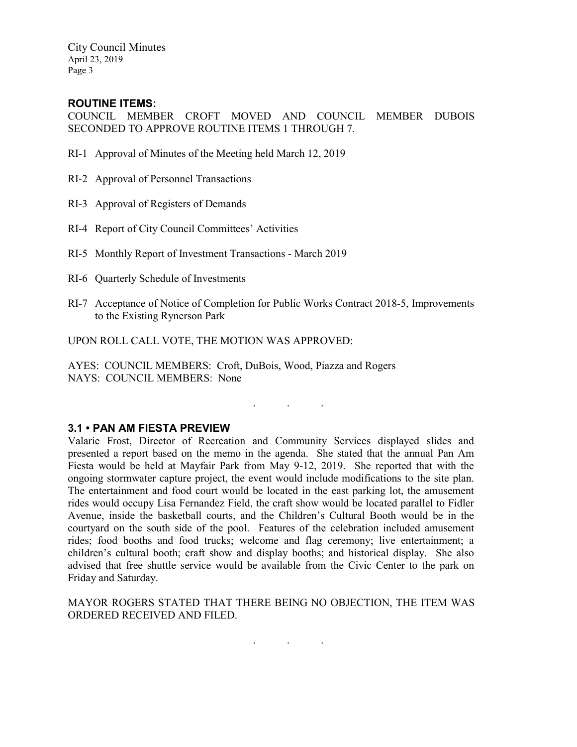## ROUTINE ITEMS:

COUNCIL MEMBER CROFT MOVED AND COUNCIL MEMBER DUBOIS SECONDED TO APPROVE ROUTINE ITEMS 1 THROUGH 7.

RI-1 Approval of Minutes of the Meeting held March 12, 2019

RI-2 Approval of Personnel Transactions

RI-3 Approval of Registers of Demands

RI-4 Report of City Council Committees' Activities

RI-5 Monthly Report of Investment Transactions - March 2019

RI-6 Quarterly Schedule of Investments

RI-7 Acceptance of Notice of Completion for Public Works Contract 2018-5, Improvements to the Existing Rynerson Park

UPON ROLL CALL VOTE, THE MOTION WAS APPROVED:

AYES: COUNCIL MEMBERS: Croft, DuBois, Wood, Piazza and Rogers
NAYS: COUNCIL MEMBERS: None

. . .

## 3.1 • PAN AM FIESTA PREVIEW

Valarie Frost, Director of Recreation and Community Services displayed slides and presented a report based on the memo in the agenda. She stated that the annual Pan Am Fiesta would be held at Mayfair Park from May 9-12, 2019. She reported that with the ongoing stormwater capture project, the event would include modifications to the site plan. The entertainment and food court would be located in the east parking lot, the amusement rides would occupy Lisa Fernandez Field, the craft show would be located parallel to Fidler Avenue, inside the basketball courts, and the Children's Cultural Booth would be in the courtyard on the south side of the pool. Features of the celebration included amusement rides; food booths and food trucks; welcome and flag ceremony; live entertainment; a children's cultural booth; craft show and display booths; and historical display. She also advised that free shuttle service would be available from the Civic Center to the park on Friday and Saturday.

MAYOR ROGERS STATED THAT THERE BEING NO OBJECTION, THE ITEM WAS ORDERED RECEIVED AND FILED.

. . .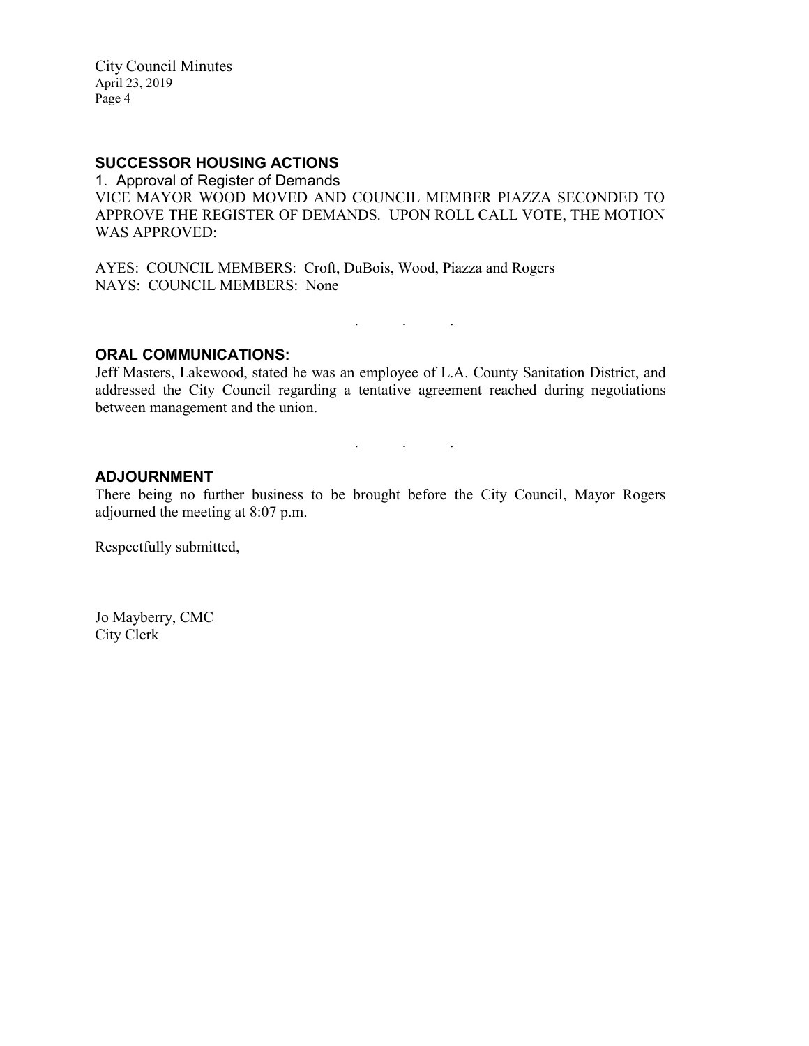## SUCCESSOR HOUSING ACTIONS

1. Approval of Register of Demands

VICE MAYOR WOOD MOVED AND COUNCIL MEMBER PIAZZA SECONDED TO APPROVE THE REGISTER OF DEMANDS. UPON ROLL CALL VOTE, THE MOTION WAS APPROVED:

AYES: COUNCIL MEMBERS: Croft, DuBois, Wood, Piazza and Rogers
NAYS: COUNCIL MEMBERS: None

. . .

## ORAL COMMUNICATIONS:

Jeff Masters, Lakewood, stated he was an employee of L.A. County Sanitation District, and addressed the City Council regarding a tentative agreement reached during negotiations between management and the union.

. . .

## ADJOURNMENT

There being no further business to be brought before the City Council, Mayor Rogers adjourned the meeting at 8:07 p.m.

Respectfully submitted,

Jo Mayberry, CMC
City Clerk